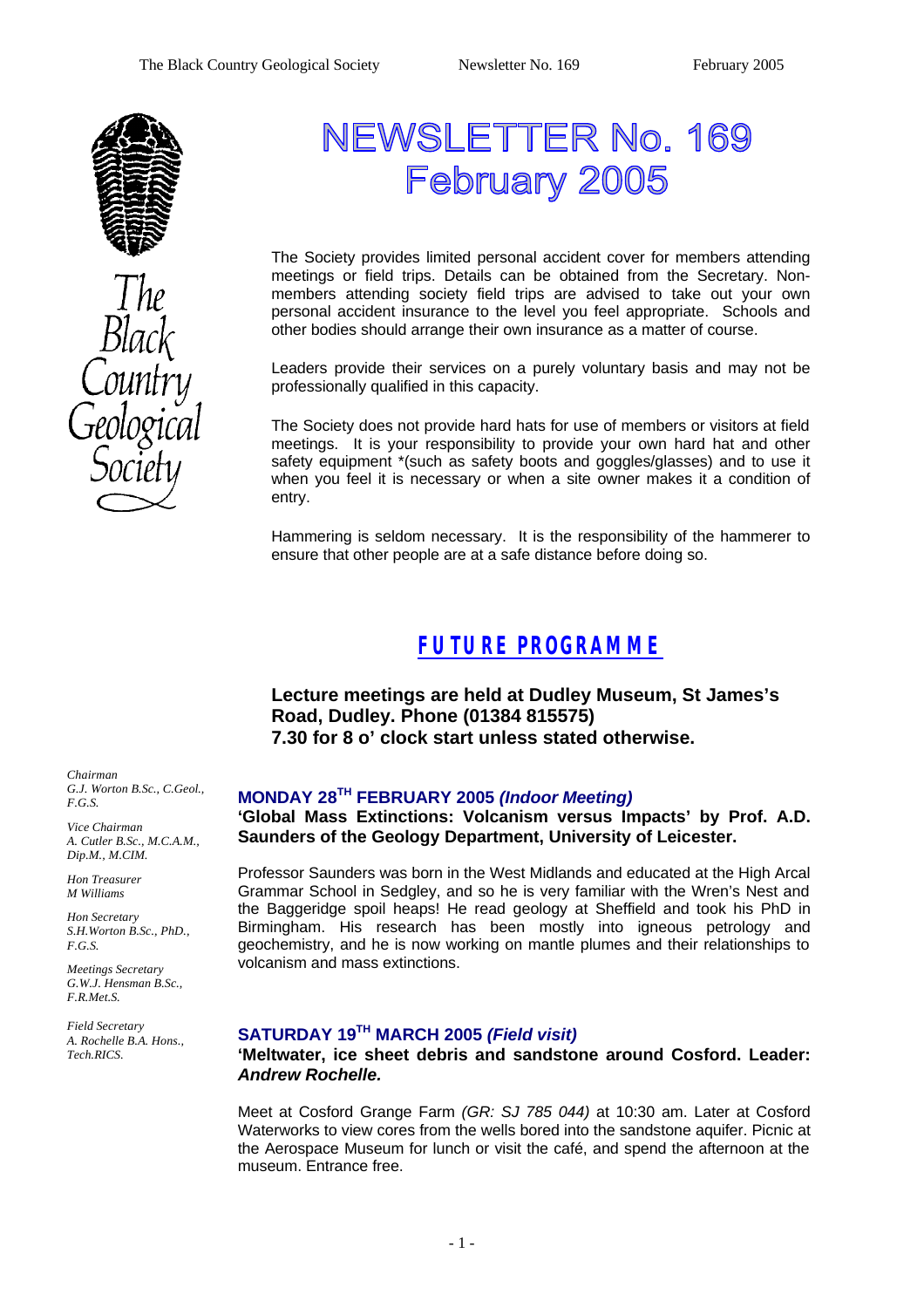The Black Country Geological Society

# NEWSLETTER No. 169
# February 2005

The Society provides limited personal accident cover for members attending meetings or field trips. Details can be obtained from the Secretary. Non-members attending society field trips are advised to take out your own personal accident insurance to the level you feel appropriate. Schools and other bodies should arrange their own insurance as a matter of course.

Leaders provide their services on a purely voluntary basis and may not be professionally qualified in this capacity.

The Society does not provide hard hats for use of members or visitors at field meetings. It is your responsibility to provide your own hard hat and other safety equipment *(such as safety boots and goggles/glasses) and to use it when you feel it is necessary or when a site owner makes it a condition of entry.

Hammering is seldom necessary. It is the responsibility of the hammerer to ensure that other people are at a safe distance before doing so.

*Chairman*
*G.J. Worton B.Sc., C.Geol., F.G.S.*

*Vice Chairman*
*A. Cutler B.Sc., M.C.A.M., Dip.M., M.CIM.*

*Hon Treasurer*
*M Williams*

*Hon Secretary*
*S.H.Worton B.Sc., PhD., F.G.S.*

*Meetings Secretary*
*G.W.J. Hensman B.Sc., F.R.Met.S.*

*Field Secretary*
*A. Rochelle B.A. Hons., Tech.RICS.*

## FUTURE PROGRAMME

**Lecture meetings are held at Dudley Museum, St James's Road, Dudley. Phone (01384 815575)**
**7.30 for 8 o' clock start unless stated otherwise.**

### MONDAY 28TH FEBRUARY 2005 *(Indoor Meeting)*

**'Global Mass Extinctions: Volcanism versus Impacts' by Prof. A.D. Saunders of the Geology Department, University of Leicester.**

Professor Saunders was born in the West Midlands and educated at the High Arcal Grammar School in Sedgley, and so he is very familiar with the Wren's Nest and the Baggeridge spoil heaps! He read geology at Sheffield and took his PhD in Birmingham. His research has been mostly into igneous petrology and geochemistry, and he is now working on mantle plumes and their relationships to volcanism and mass extinctions.

### SATURDAY 19TH MARCH 2005 *(Field visit)*

**'Meltwater, ice sheet debris and sandstone around Cosford. Leader: *Andrew Rochelle.***

Meet at Cosford Grange Farm *(GR: SJ 785 044)* at 10:30 am. Later at Cosford Waterworks to view cores from the wells bored into the sandstone aquifer. Picnic at the Aerospace Museum for lunch or visit the café, and spend the afternoon at the museum. Entrance free.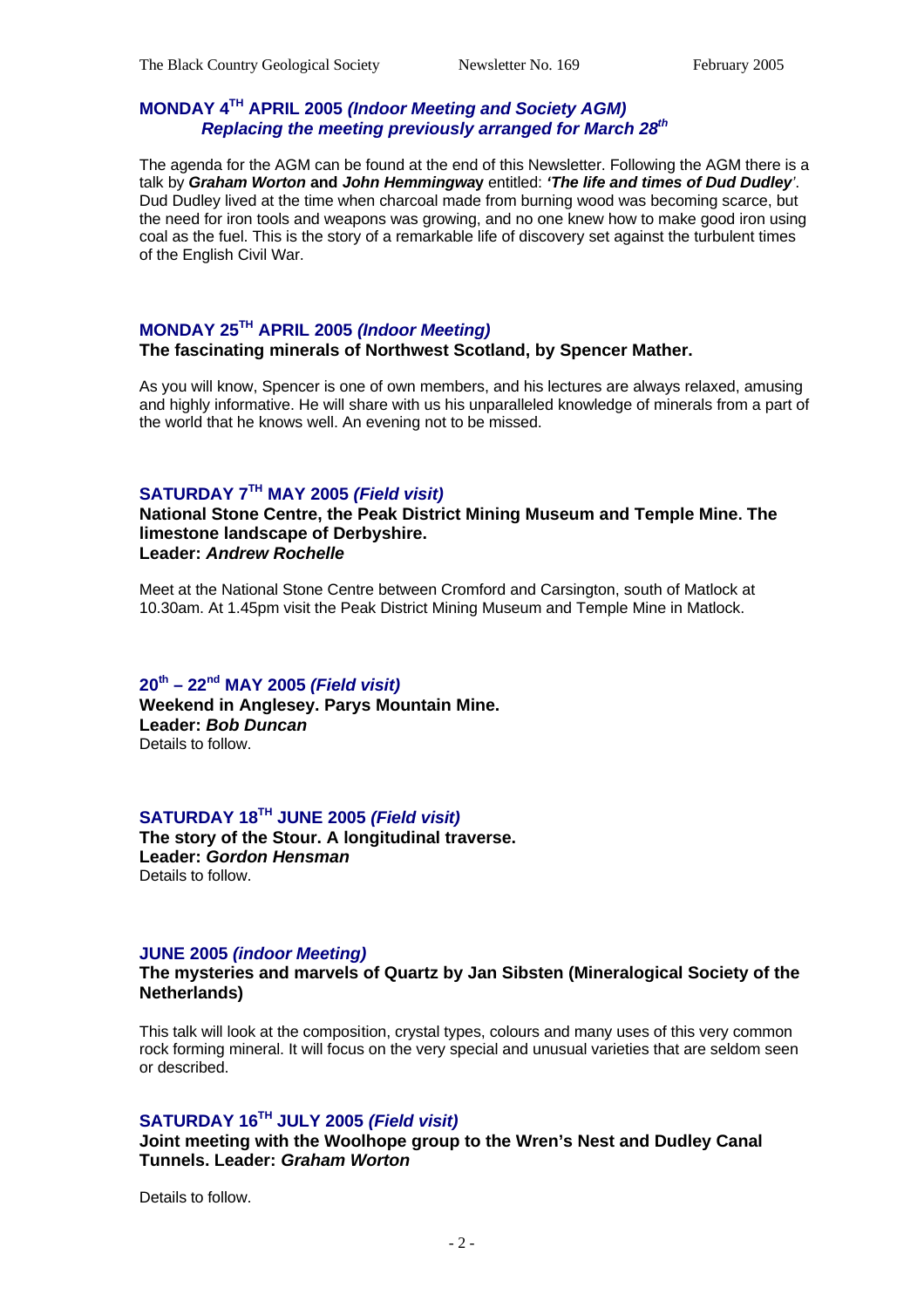## MONDAY 4[TH] APRIL 2005 *(Indoor Meeting and Society AGM)*
### *Replacing the meeting previously arranged for March 28[th]*

The agenda for the AGM can be found at the end of this Newsletter. Following the AGM there is a talk by ***Graham Worton*** **and** ***John Hemmingway*** entitled: ***'The life and times of Dud Dudley'***. Dud Dudley lived at the time when charcoal made from burning wood was becoming scarce, but the need for iron tools and weapons was growing, and no one knew how to make good iron using coal as the fuel. This is the story of a remarkable life of discovery set against the turbulent times of the English Civil War.

## MONDAY 25[TH] APRIL 2005 *(Indoor Meeting)*

**The fascinating minerals of Northwest Scotland, by Spencer Mather.**

As you will know, Spencer is one of own members, and his lectures are always relaxed, amusing and highly informative. He will share with us his unparalleled knowledge of minerals from a part of the world that he knows well. An evening not to be missed.

## SATURDAY 7[TH] MAY 2005 *(Field visit)*

**National Stone Centre, the Peak District Mining Museum and Temple Mine. The limestone landscape of Derbyshire.**
**Leader:** ***Andrew Rochelle***

Meet at the National Stone Centre between Cromford and Carsington, south of Matlock at 10.30am. At 1.45pm visit the Peak District Mining Museum and Temple Mine in Matlock.

## 20[th] – 22[nd] MAY 2005 *(Field visit)*

**Weekend in Anglesey. Parys Mountain Mine.**
**Leader:** ***Bob Duncan***
Details to follow.

## SATURDAY 18[TH] JUNE 2005 *(Field visit)*

**The story of the Stour. A longitudinal traverse.**
**Leader:** ***Gordon Hensman***
Details to follow.

## JUNE 2005 *(indoor Meeting)*

**The mysteries and marvels of Quartz by Jan Sibsten (Mineralogical Society of the Netherlands)**

This talk will look at the composition, crystal types, colours and many uses of this very common rock forming mineral. It will focus on the very special and unusual varieties that are seldom seen or described.

## SATURDAY 16[TH] JULY 2005 *(Field visit)*

**Joint meeting with the Woolhope group to the Wren's Nest and Dudley Canal Tunnels. Leader:** ***Graham Worton***

Details to follow.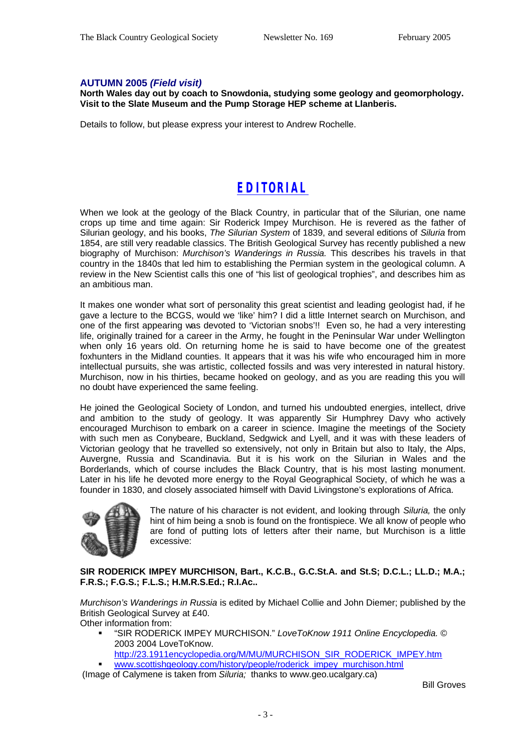### AUTUMN 2005 *(Field visit)*

**North Wales day out by coach to Snowdonia, studying some geology and geomorphology. Visit to the Slate Museum and the Pump Storage HEP scheme at Llanberis.**

Details to follow, but please express your interest to Andrew Rochelle.

## EDITORIAL

When we look at the geology of the Black Country, in particular that of the Silurian, one name crops up time and time again: Sir Roderick Impey Murchison. He is revered as the father of Silurian geology, and his books, *The Silurian System* of 1839, and several editions of *Siluria* from 1854, are still very readable classics. The British Geological Survey has recently published a new biography of Murchison: *Murchison's Wanderings in Russia.* This describes his travels in that country in the 1840s that led him to establishing the Permian system in the geological column. A review in the New Scientist calls this one of "his list of geological trophies", and describes him as an ambitious man.

It makes one wonder what sort of personality this great scientist and leading geologist had, if he gave a lecture to the BCGS, would we 'like' him? I did a little Internet search on Murchison, and one of the first appearing was devoted to 'Victorian snobs'!! Even so, he had a very interesting life, originally trained for a career in the Army, he fought in the Peninsular War under Wellington when only 16 years old. On returning home he is said to have become one of the greatest foxhunters in the Midland counties. It appears that it was his wife who encouraged him in more intellectual pursuits, she was artistic, collected fossils and was very interested in natural history. Murchison, now in his thirties, became hooked on geology, and as you are reading this you will no doubt have experienced the same feeling.

He joined the Geological Society of London, and turned his undoubted energies, intellect, drive and ambition to the study of geology. It was apparently Sir Humphrey Davy who actively encouraged Murchison to embark on a career in science. Imagine the meetings of the Society with such men as Conybeare, Buckland, Sedgwick and Lyell, and it was with these leaders of Victorian geology that he travelled so extensively, not only in Britain but also to Italy, the Alps, Auvergne, Russia and Scandinavia. But it is his work on the Silurian in Wales and the Borderlands, which of course includes the Black Country, that is his most lasting monument. Later in his life he devoted more energy to the Royal Geographical Society, of which he was a founder in 1830, and closely associated himself with David Livingstone's explorations of Africa.

The nature of his character is not evident, and looking through *Siluria,* the only hint of him being a snob is found on the frontispiece. We all know of people who are fond of putting lots of letters after their name, but Murchison is a little excessive:

**SIR RODERICK IMPEY MURCHISON, Bart., K.C.B., G.C.St.A. and St.S; D.C.L.; LL.D.; M.A.; F.R.S.; F.G.S.; F.L.S.; H.M.R.S.Ed.; R.I.Ac..**

*Murchison's Wanderings in Russia* is edited by Michael Collie and John Diemer; published by the British Geological Survey at £40.

Other information from:

- "SIR RODERICK IMPEY MURCHISON." *LoveToKnow 1911 Online Encyclopedia.* © 2003 2004 LoveToKnow. http://23.1911encyclopedia.org/M/MU/MURCHISON_SIR_RODERICK_IMPEY.htm
- www.scottishgeology.com/history/people/roderick_impey_murchison.html

(Image of Calymene is taken from *Siluria;* thanks to www.geo.ucalgary.ca)

Bill Groves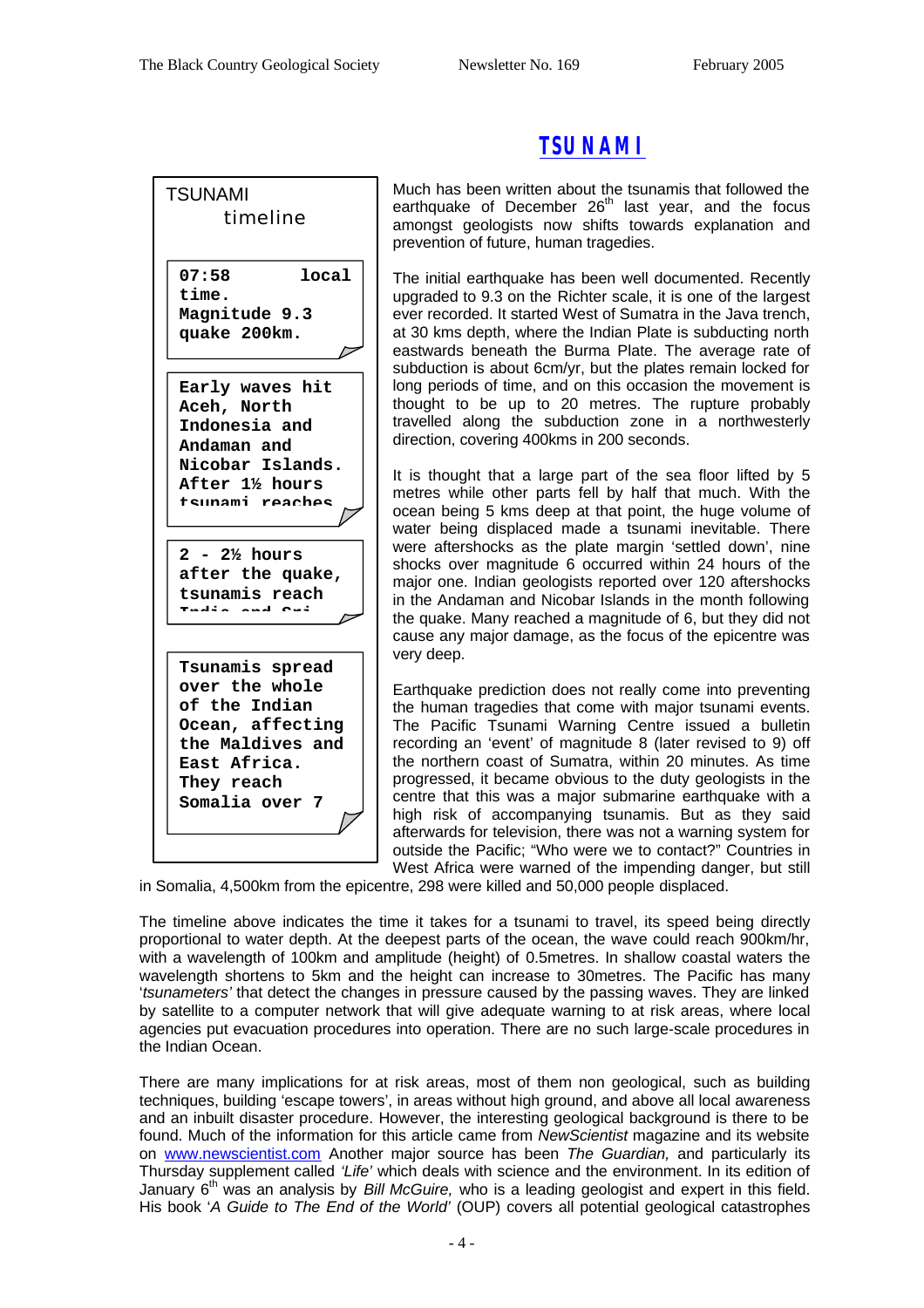# TSUNAMI

**TSUNAMI timeline**

**07:58 local time. Magnitude 9.3 quake 200km.**

**Early waves hit Aceh, North Indonesia and Andaman and Nicobar Islands. After 1½ hours tsunami reaches**

**2 - 2½ hours after the quake, tsunamis reach India and Sri**

**Tsunamis spread over the whole of the Indian Ocean, affecting the Maldives and East Africa. They reach Somalia over 7**

Much has been written about the tsunamis that followed the earthquake of December 26th last year, and the focus amongst geologists now shifts towards explanation and prevention of future, human tragedies.

The initial earthquake has been well documented. Recently upgraded to 9.3 on the Richter scale, it is one of the largest ever recorded. It started West of Sumatra in the Java trench, at 30 kms depth, where the Indian Plate is subducting north eastwards beneath the Burma Plate. The average rate of subduction is about 6cm/yr, but the plates remain locked for long periods of time, and on this occasion the movement is thought to be up to 20 metres. The rupture probably travelled along the subduction zone in a northwesterly direction, covering 400kms in 200 seconds.

It is thought that a large part of the sea floor lifted by 5 metres while other parts fell by half that much. With the ocean being 5 kms deep at that point, the huge volume of water being displaced made a tsunami inevitable. There were aftershocks as the plate margin 'settled down', nine shocks over magnitude 6 occurred within 24 hours of the major one. Indian geologists reported over 120 aftershocks in the Andaman and Nicobar Islands in the month following the quake. Many reached a magnitude of 6, but they did not cause any major damage, as the focus of the epicentre was very deep.

Earthquake prediction does not really come into preventing the human tragedies that come with major tsunami events. The Pacific Tsunami Warning Centre issued a bulletin recording an 'event' of magnitude 8 (later revised to 9) off the northern coast of Sumatra, within 20 minutes. As time progressed, it became obvious to the duty geologists in the centre that this was a major submarine earthquake with a high risk of accompanying tsunamis. But as they said afterwards for television, there was not a warning system for outside the Pacific; "Who were we to contact?" Countries in West Africa were warned of the impending danger, but still in Somalia, 4,500km from the epicentre, 298 were killed and 50,000 people displaced.

The timeline above indicates the time it takes for a tsunami to travel, its speed being directly proportional to water depth. At the deepest parts of the ocean, the wave could reach 900km/hr, with a wavelength of 100km and amplitude (height) of 0.5metres. In shallow coastal waters the wavelength shortens to 5km and the height can increase to 30metres. The Pacific has many '*tsunameters'* that detect the changes in pressure caused by the passing waves. They are linked by satellite to a computer network that will give adequate warning to at risk areas, where local agencies put evacuation procedures into operation. There are no such large-scale procedures in the Indian Ocean.

There are many implications for at risk areas, most of them non geological, such as building techniques, building 'escape towers', in areas without high ground, and above all local awareness and an inbuilt disaster procedure. However, the interesting geological background is there to be found. Much of the information for this article came from *NewScientist* magazine and its website on www.newscientist.com Another major source has been *The Guardian,* and particularly its Thursday supplement called *'Life'* which deals with science and the environment. In its edition of January 6th was an analysis by *Bill McGuire,* who is a leading geologist and expert in this field. His book '*A Guide to The End of the World*' (OUP) covers all potential geological catastrophes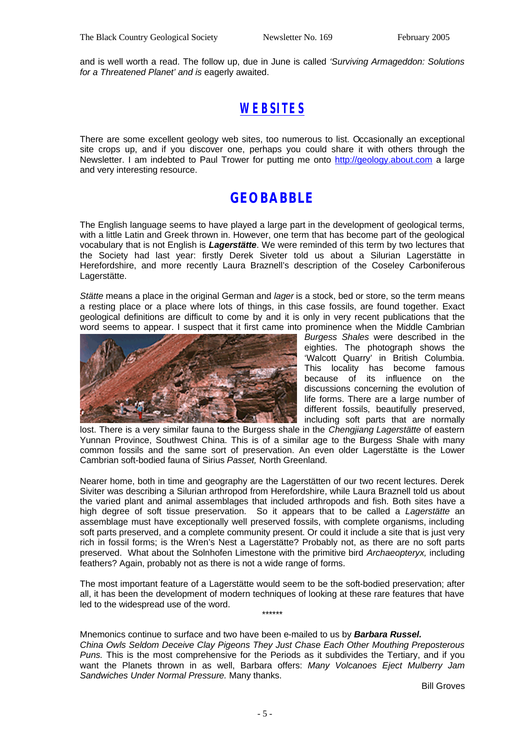and is well worth a read. The follow up, due in June is called *'Surviving Armageddon: Solutions for a Threatened Planet' and is* eagerly awaited.

## WEBSITES

There are some excellent geology web sites, too numerous to list. Occasionally an exceptional site crops up, and if you discover one, perhaps you could share it with others through the Newsletter. I am indebted to Paul Trower for putting me onto http://geology.about.com a large and very interesting resource.

## GEOBABBLE

The English language seems to have played a large part in the development of geological terms, with a little Latin and Greek thrown in. However, one term that has become part of the geological vocabulary that is not English is ***Lagerstätte***. We were reminded of this term by two lectures that the Society had last year: firstly Derek Siveter told us about a Silurian Lagerstätte in Herefordshire, and more recently Laura Braznell's description of the Coseley Carboniferous Lagerstätte.

*Stätte* means a place in the original German and *lager* is a stock, bed or store, so the term means a resting place or a place where lots of things, in this case fossils, are found together. Exact geological definitions are difficult to come by and it is only in very recent publications that the word seems to appear. I suspect that it first came into prominence when the Middle Cambrian *Burgess Shales* were described in the eighties. The photograph shows the 'Walcott Quarry' in British Columbia. This locality has become famous because of its influence on the discussions concerning the evolution of life forms. There are a large number of different fossils, beautifully preserved, including soft parts that are normally lost. There is a very similar fauna to the Burgess shale in the *Chengjiang Lagerstätte* of eastern Yunnan Province, Southwest China. This is of a similar age to the Burgess Shale with many common fossils and the same sort of preservation. An even older Lagerstätte is the Lower Cambrian soft-bodied fauna of Sirius *Passet,* North Greenland.

Nearer home, both in time and geography are the Lagerstätten of our two recent lectures. Derek Siviter was describing a Silurian arthropod from Herefordshire, while Laura Braznell told us about the varied plant and animal assemblages that included arthropods and fish. Both sites have a high degree of soft tissue preservation. So it appears that to be called a *Lagerstätte* an assemblage must have exceptionally well preserved fossils, with complete organisms, including soft parts preserved, and a complete community present. Or could it include a site that is just very rich in fossil forms; is the Wren's Nest a Lagerstätte? Probably not, as there are no soft parts preserved. What about the Solnhofen Limestone with the primitive bird *Archaeopteryx,* including feathers? Again, probably not as there is not a wide range of forms.

The most important feature of a Lagerstätte would seem to be the soft-bodied preservation; after all, it has been the development of modern techniques of looking at these rare features that have led to the widespread use of the word.

******

Mnemonics continue to surface and two have been e-mailed to us by ***Barbara Russel.***
*China Owls Seldom Deceive Clay Pigeons They Just Chase Each Other Mouthing Preposterous Puns.* This is the most comprehensive for the Periods as it subdivides the Tertiary, and if you want the Planets thrown in as well, Barbara offers: *Many Volcanoes Eject Mulberry Jam Sandwiches Under Normal Pressure.* Many thanks.

Bill Groves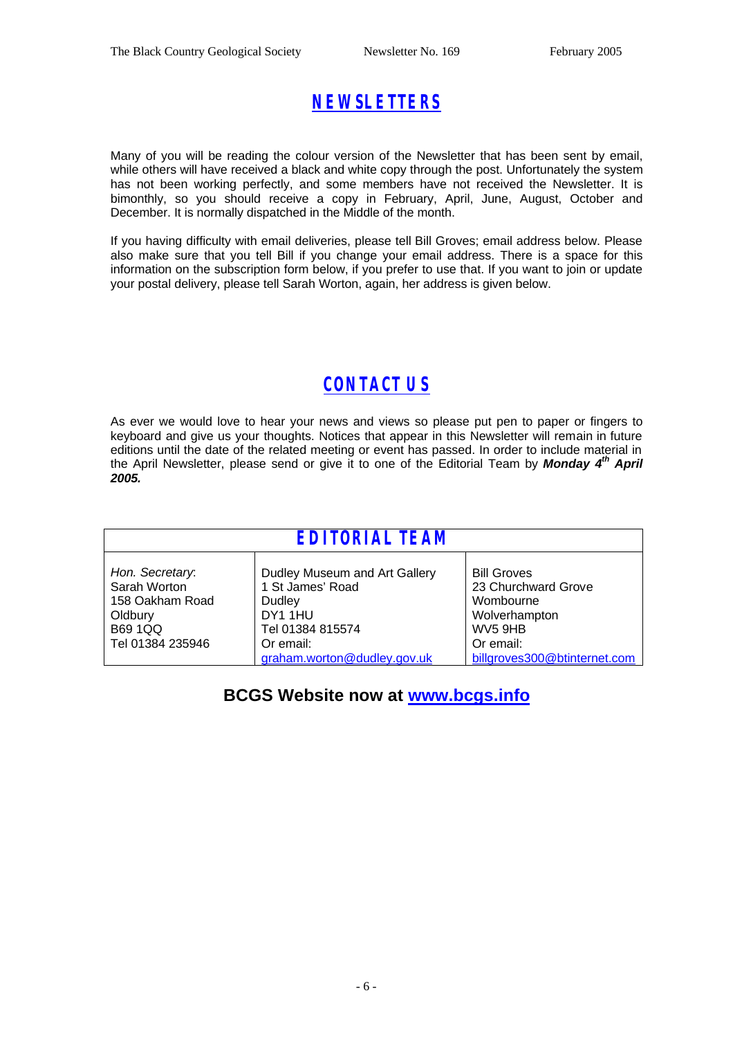## NEWSLETTERS

Many of you will be reading the colour version of the Newsletter that has been sent by email, while others will have received a black and white copy through the post. Unfortunately the system has not been working perfectly, and some members have not received the Newsletter. It is bimonthly, so you should receive a copy in February, April, June, August, October and December. It is normally dispatched in the Middle of the month.

If you having difficulty with email deliveries, please tell Bill Groves; email address below. Please also make sure that you tell Bill if you change your email address. There is a space for this information on the subscription form below, if you prefer to use that. If you want to join or update your postal delivery, please tell Sarah Worton, again, her address is given below.

## CONTACT US

As ever we would love to hear your news and views so please put pen to paper or fingers to keyboard and give us your thoughts. Notices that appear in this Newsletter will remain in future editions until the date of the related meeting or event has passed. In order to include material in the April Newsletter, please send or give it to one of the Editorial Team by ***Monday 4th April 2005.***

| EDITORIAL TEAM | | |
|---|---|---|
| *Hon. Secretary*:<br>Sarah Worton<br>158 Oakham Road<br>Oldbury<br>B69 1QQ<br>Tel 01384 235946 | Dudley Museum and Art Gallery<br>1 St James' Road<br>Dudley<br>DY1 1HU<br>Tel 01384 815574<br>Or email:<br>graham.worton@dudley.gov.uk | Bill Groves<br>23 Churchward Grove<br>Wombourne<br>Wolverhampton<br>WV5 9HB<br>Or email:<br>billgroves300@btinternet.com |

**BCGS Website now at www.bcgs.info**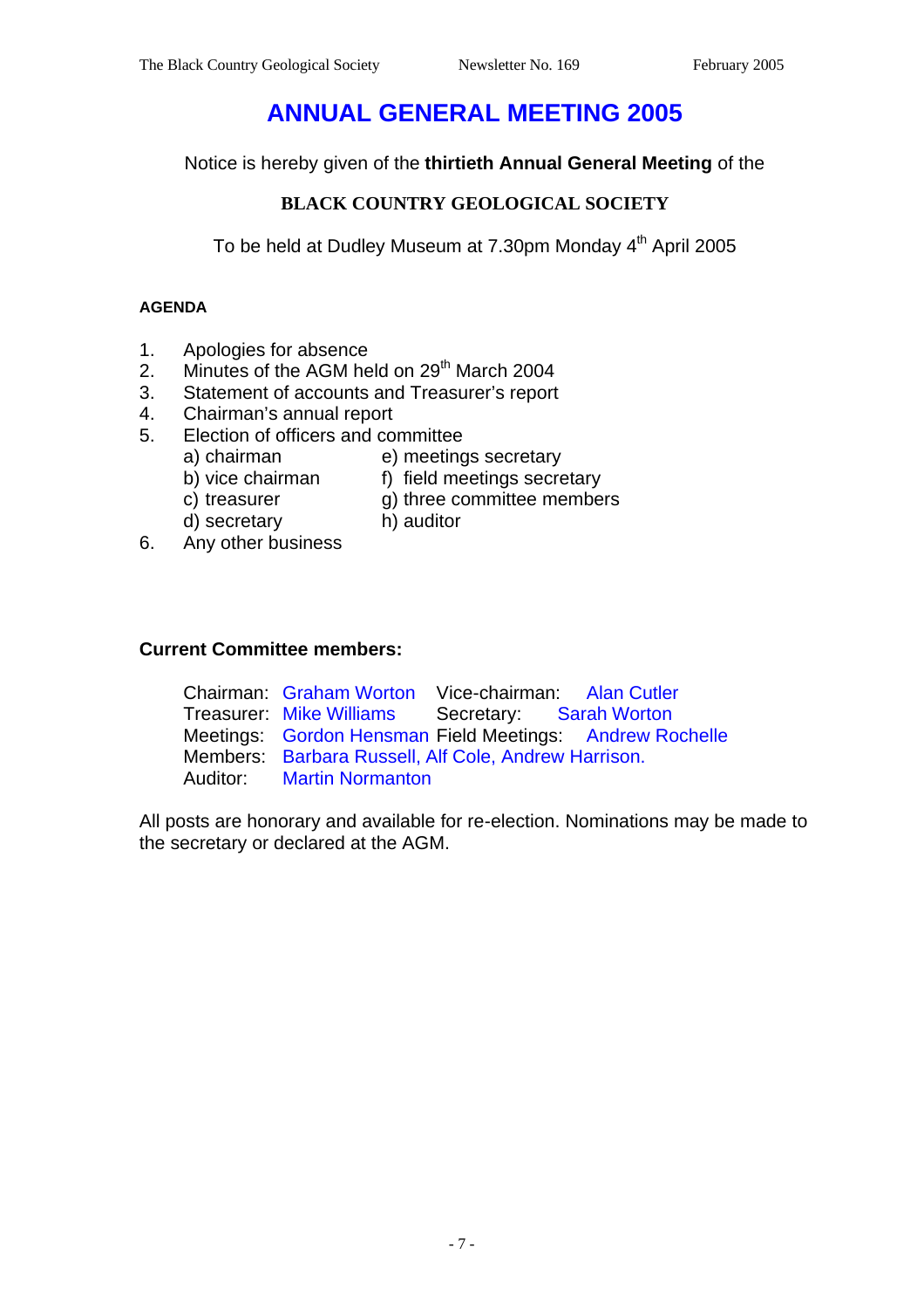# ANNUAL GENERAL MEETING 2005

Notice is hereby given of the **thirtieth Annual General Meeting** of the

**BLACK COUNTRY GEOLOGICAL SOCIETY**

To be held at Dudley Museum at 7.30pm Monday 4th April 2005

**AGENDA**

1. Apologies for absence
2. Minutes of the AGM held on 29th March 2004
3. Statement of accounts and Treasurer's report
4. Chairman's annual report
5. Election of officers and committee
   - a) chairman
   - b) vice chairman
   - c) treasurer
   - d) secretary
   - e) meetings secretary
   - f) field meetings secretary
   - g) three committee members
   - h) auditor
6. Any other business

**Current Committee members:**

Chairman: Graham Worton  
Vice-chairman: Alan Cutler  
Treasurer: Mike Williams  
Secretary: Sarah Worton  
Meetings: Gordon Hensman  
Field Meetings: Andrew Rochelle  
Members: Barbara Russell, Alf Cole, Andrew Harrison.  
Auditor: Martin Normanton

All posts are honorary and available for re-election. Nominations may be made to the secretary or declared at the AGM.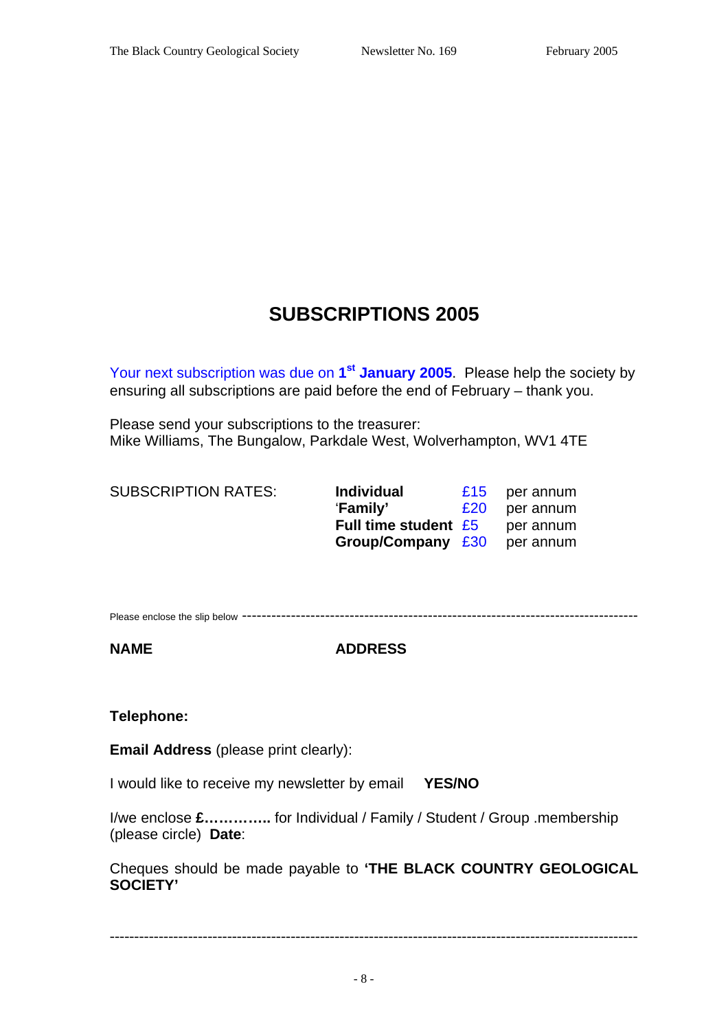# SUBSCRIPTIONS 2005

Your next subscription was due on **1st January 2005**. Please help the society by ensuring all subscriptions are paid before the end of February – thank you.

Please send your subscriptions to the treasurer:
Mike Williams, The Bungalow, Parkdale West, Wolverhampton, WV1 4TE

| | | | |
|---|---|---|---|
| SUBSCRIPTION RATES: | **Individual** | £15 | per annum |
| | '**Family'** | £20 | per annum |
| | **Full time student** | £5 | per annum |
| | **Group/Company** | £30 | per annum |

Please enclose the slip below ------------------------------------------------------------------------------

**NAME** **ADDRESS**

**Telephone:**

**Email Address** (please print clearly):

I would like to receive my newsletter by email **YES/NO**

I/we enclose **£…………..** for Individual / Family / Student / Group .membership (please circle) **Date**:

Cheques should be made payable to **'THE BLACK COUNTRY GEOLOGICAL SOCIETY'**

------------------------------------------------------------------------------------------------------------